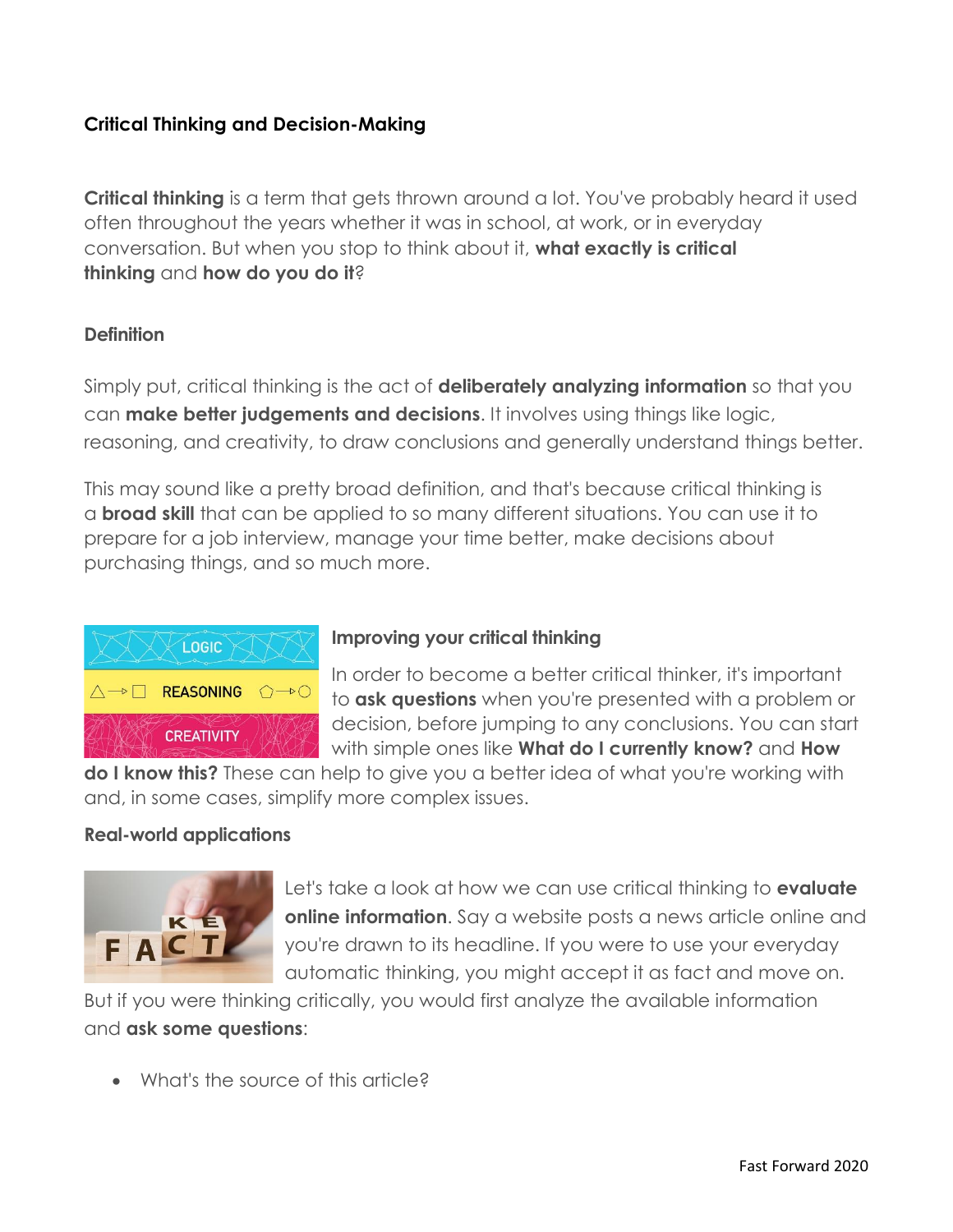# Critical Thinking and Decision-Making

**Critical thinking** is a term that gets thrown around a lot. You've probably heard it used often throughout the years whether it was in school, at work, or in everyday conversation. But when you stop to think about it, **what exactly is critical thinking** and **how do you do it**?

## Definition

Simply put, critical thinking is the act of **deliberately analyzing information** so that you can **make better judgements and decisions**. It involves using things like logic, reasoning, and creativity, to draw conclusions and generally understand things better.

This may sound like a pretty broad definition, and that's because critical thinking is a **broad skill** that can be applied to so many different situations. You can use it to prepare for a job interview, manage your time better, make decisions about purchasing things, and so much more.

## Improving your critical thinking

In order to become a better critical thinker, it's important to **ask questions** when you're presented with a problem or decision, before jumping to any conclusions. You can start with simple ones like **What do I currently know?** and **How do I know this?** These can help to give you a better idea of what you're working with and, in some cases, simplify more complex issues.

## Real-world applications

Let's take a look at how we can use critical thinking to **evaluate online information**. Say a website posts a news article online and you're drawn to its headline. If you were to use your everyday automatic thinking, you might accept it as fact and move on. But if you were thinking critically, you would first analyze the available information and **ask some questions**:

- What's the source of this article?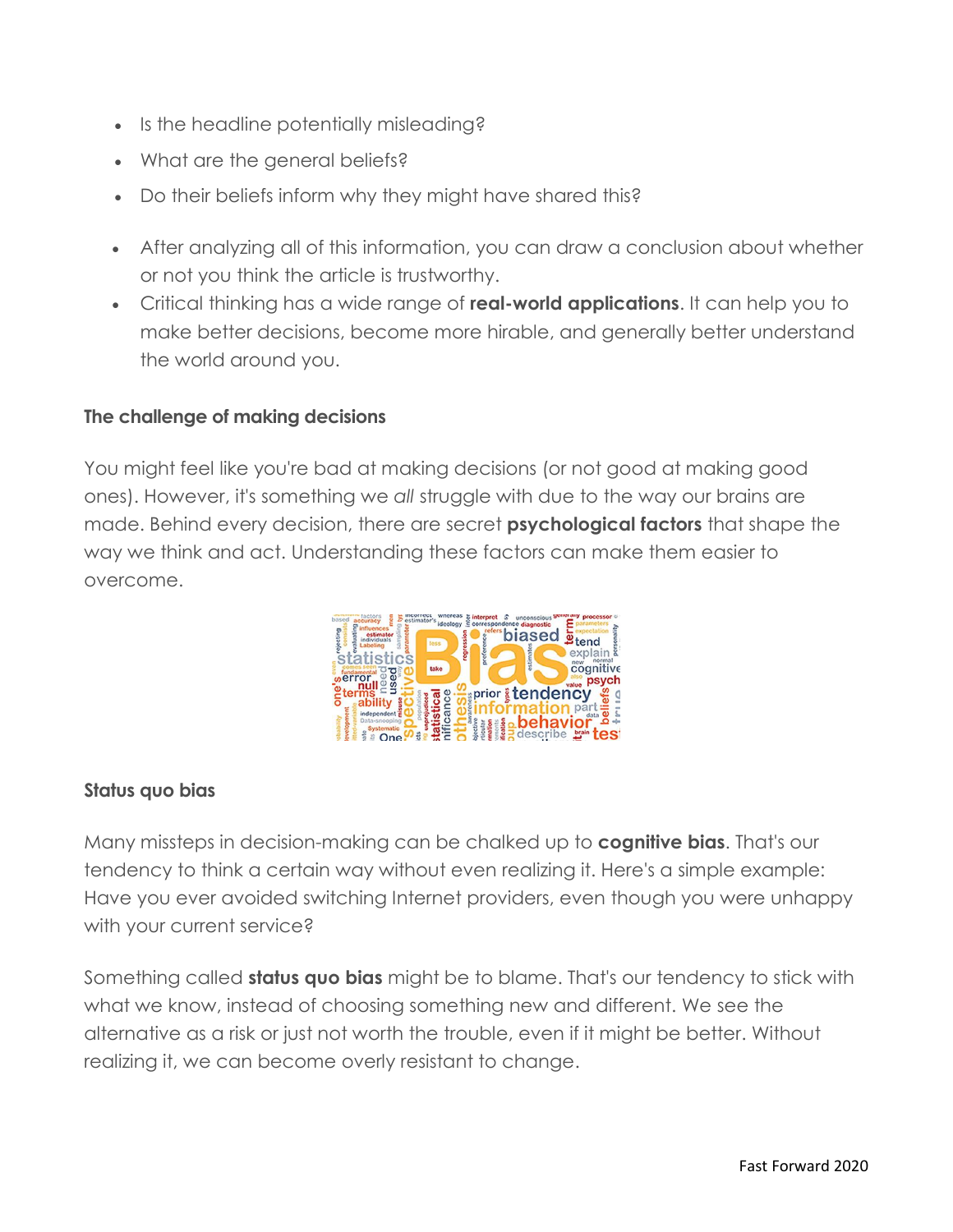- Is the headline potentially misleading?
- What are the general beliefs?
- Do their beliefs inform why they might have shared this?

- After analyzing all of this information, you can draw a conclusion about whether or not you think the article is trustworthy.
- Critical thinking has a wide range of **real-world applications**. It can help you to make better decisions, become more hirable, and generally better understand the world around you.

**The challenge of making decisions**

You might feel like you're bad at making decisions (or not good at making good ones). However, it's something we *all* struggle with due to the way our brains are made. Behind every decision, there are secret **psychological factors** that shape the way we think and act. Understanding these factors can make them easier to overcome.

**Status quo bias**

Many missteps in decision-making can be chalked up to **cognitive bias**. That's our tendency to think a certain way without even realizing it. Here's a simple example: Have you ever avoided switching Internet providers, even though you were unhappy with your current service?

Something called **status quo bias** might be to blame. That's our tendency to stick with what we know, instead of choosing something new and different. We see the alternative as a risk or just not worth the trouble, even if it might be better. Without realizing it, we can become overly resistant to change.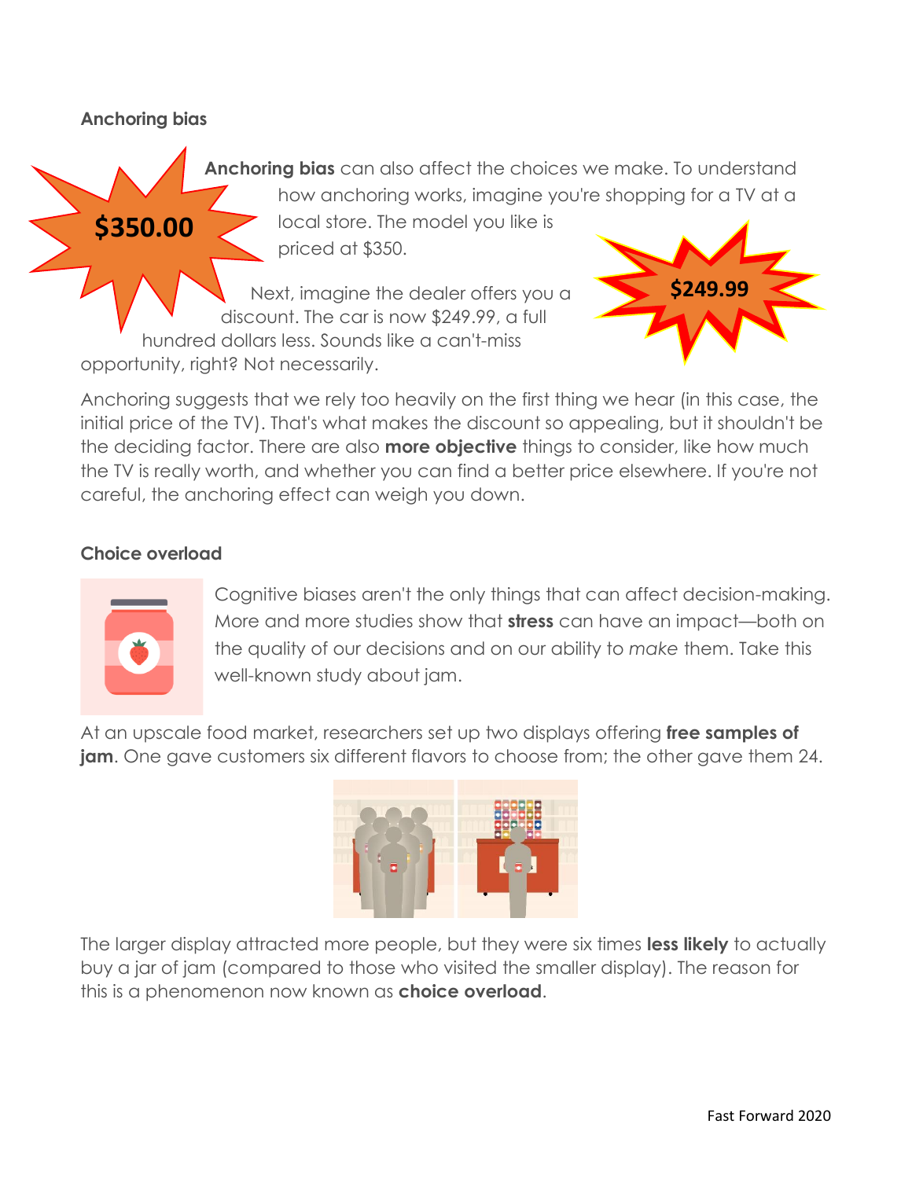### Anchoring bias

**Anchoring bias** can also affect the choices we make. To understand how anchoring works, imagine you're shopping for a TV at a local store. The model you like is priced at $350.

Next, imagine the dealer offers you a discount. The car is now $249.99, a full hundred dollars less. Sounds like a can't-miss opportunity, right? Not necessarily.

Anchoring suggests that we rely too heavily on the first thing we hear (in this case, the initial price of the TV). That's what makes the discount so appealing, but it shouldn't be the deciding factor. There are also **more objective** things to consider, like how much the TV is really worth, and whether you can find a better price elsewhere. If you're not careful, the anchoring effect can weigh you down.

### Choice overload

Cognitive biases aren't the only things that can affect decision-making. More and more studies show that **stress** can have an impact—both on the quality of our decisions and on our ability to *make* them. Take this well-known study about jam.

At an upscale food market, researchers set up two displays offering **free samples of jam**. One gave customers six different flavors to choose from; the other gave them 24.

The larger display attracted more people, but they were six times **less likely** to actually buy a jar of jam (compared to those who visited the smaller display). The reason for this is a phenomenon now known as **choice overload**.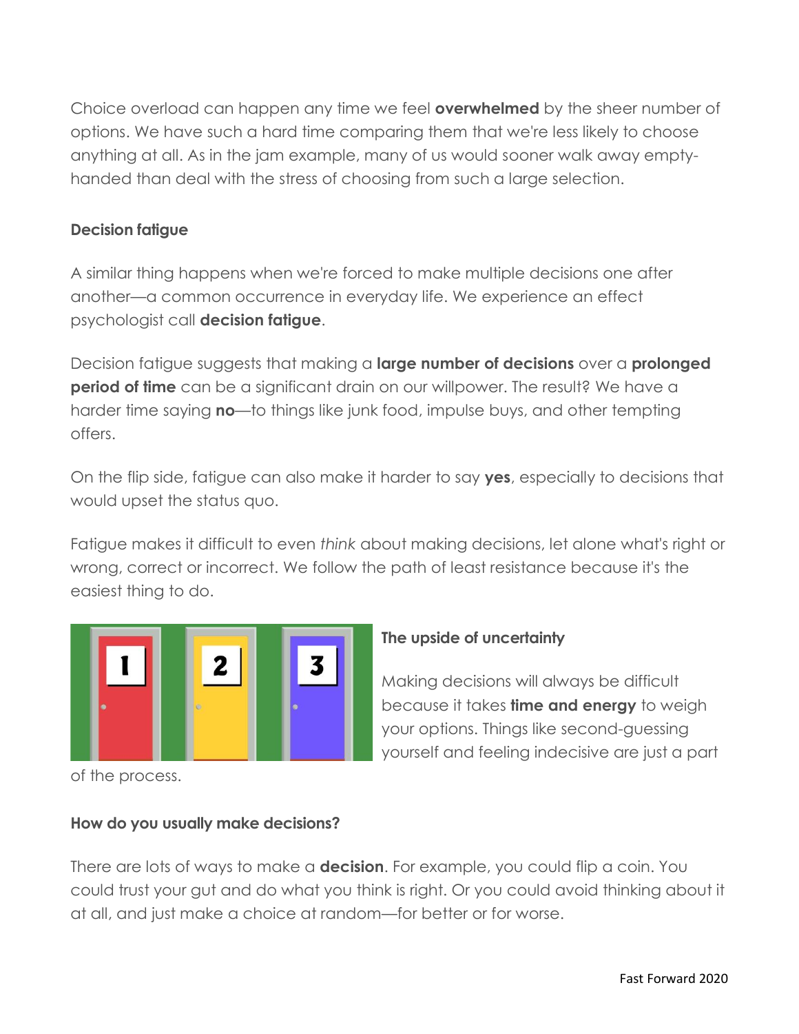Choice overload can happen any time we feel **overwhelmed** by the sheer number of options. We have such a hard time comparing them that we're less likely to choose anything at all. As in the jam example, many of us would sooner walk away empty-handed than deal with the stress of choosing from such a large selection.

### Decision fatigue

A similar thing happens when we're forced to make multiple decisions one after another—a common occurrence in everyday life. We experience an effect psychologist call **decision fatigue**.

Decision fatigue suggests that making a **large number of decisions** over a **prolonged period of time** can be a significant drain on our willpower. The result? We have a harder time saying **no**—to things like junk food, impulse buys, and other tempting offers.

On the flip side, fatigue can also make it harder to say **yes**, especially to decisions that would upset the status quo.

Fatigue makes it difficult to even *think* about making decisions, let alone what's right or wrong, correct or incorrect. We follow the path of least resistance because it's the easiest thing to do.

### The upside of uncertainty

Making decisions will always be difficult because it takes **time and energy** to weigh your options. Things like second-guessing yourself and feeling indecisive are just a part of the process.

### How do you usually make decisions?

There are lots of ways to make a **decision**. For example, you could flip a coin. You could trust your gut and do what you think is right. Or you could avoid thinking about it at all, and just make a choice at random—for better or for worse.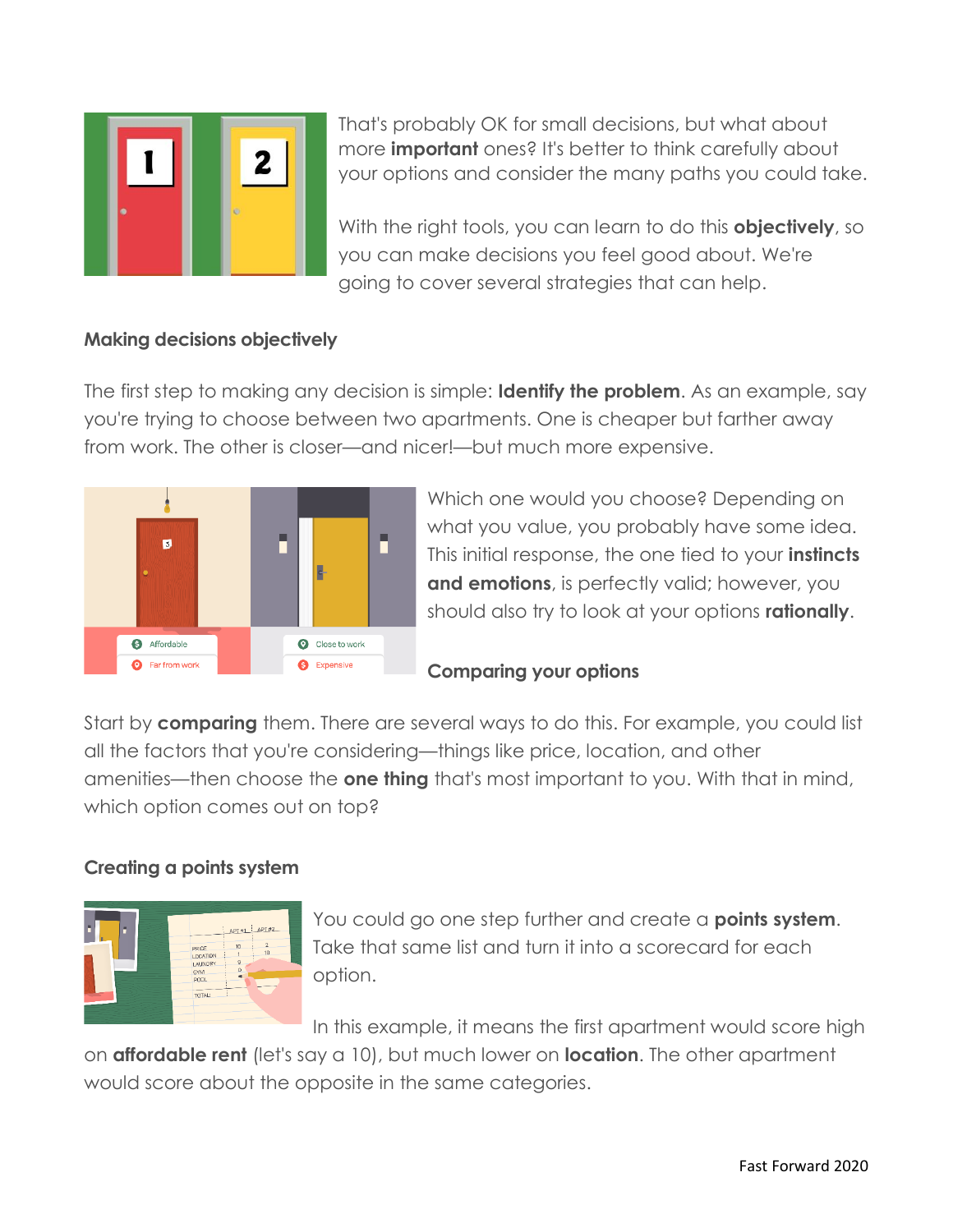That's probably OK for small decisions, but what about more **important** ones? It's better to think carefully about your options and consider the many paths you could take.

With the right tools, you can learn to do this **objectively**, so you can make decisions you feel good about. We're going to cover several strategies that can help.

### Making decisions objectively

The first step to making any decision is simple: **Identify the problem**. As an example, say you're trying to choose between two apartments. One is cheaper but farther away from work. The other is closer—and nicer!—but much more expensive.

Which one would you choose? Depending on what you value, you probably have some idea. This initial response, the one tied to your **instincts and emotions**, is perfectly valid; however, you should also try to look at your options **rationally**.

### Comparing your options

Start by **comparing** them. There are several ways to do this. For example, you could list all the factors that you're considering—things like price, location, and other amenities—then choose the **one thing** that's most important to you. With that in mind, which option comes out on top?

### Creating a points system

You could go one step further and create a **points system**. Take that same list and turn it into a scorecard for each option.

In this example, it means the first apartment would score high on **affordable rent** (let's say a 10), but much lower on **location**. The other apartment would score about the opposite in the same categories.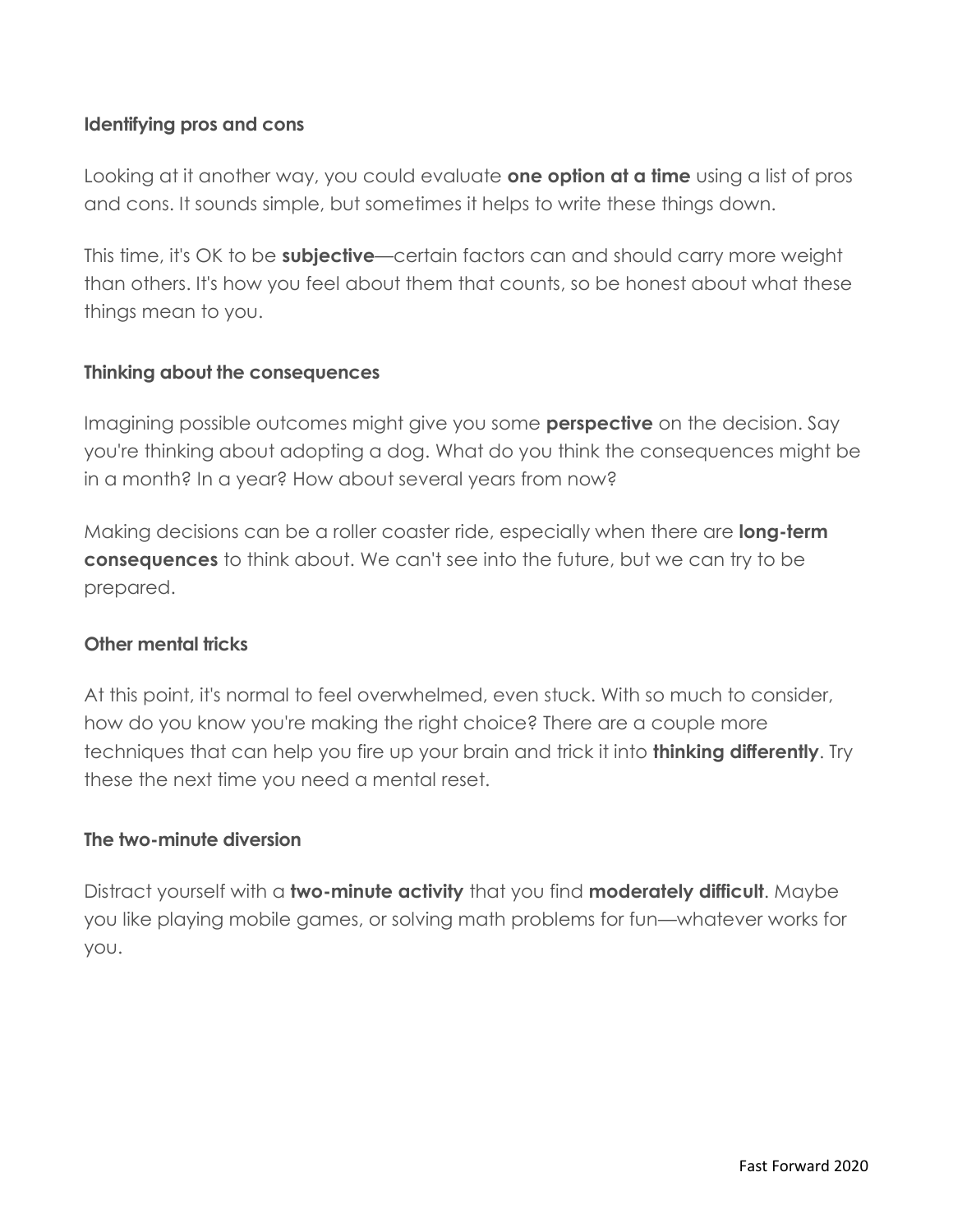### Identifying pros and cons

Looking at it another way, you could evaluate **one option at a time** using a list of pros and cons. It sounds simple, but sometimes it helps to write these things down.

This time, it's OK to be **subjective**—certain factors can and should carry more weight than others. It's how you feel about them that counts, so be honest about what these things mean to you.

### Thinking about the consequences

Imagining possible outcomes might give you some **perspective** on the decision. Say you're thinking about adopting a dog. What do you think the consequences might be in a month? In a year? How about several years from now?

Making decisions can be a roller coaster ride, especially when there are **long-term consequences** to think about. We can't see into the future, but we can try to be prepared.

### Other mental tricks

At this point, it's normal to feel overwhelmed, even stuck. With so much to consider, how do you know you're making the right choice? There are a couple more techniques that can help you fire up your brain and trick it into **thinking differently**. Try these the next time you need a mental reset.

### The two-minute diversion

Distract yourself with a **two-minute activity** that you find **moderately difficult**. Maybe you like playing mobile games, or solving math problems for fun—whatever works for you.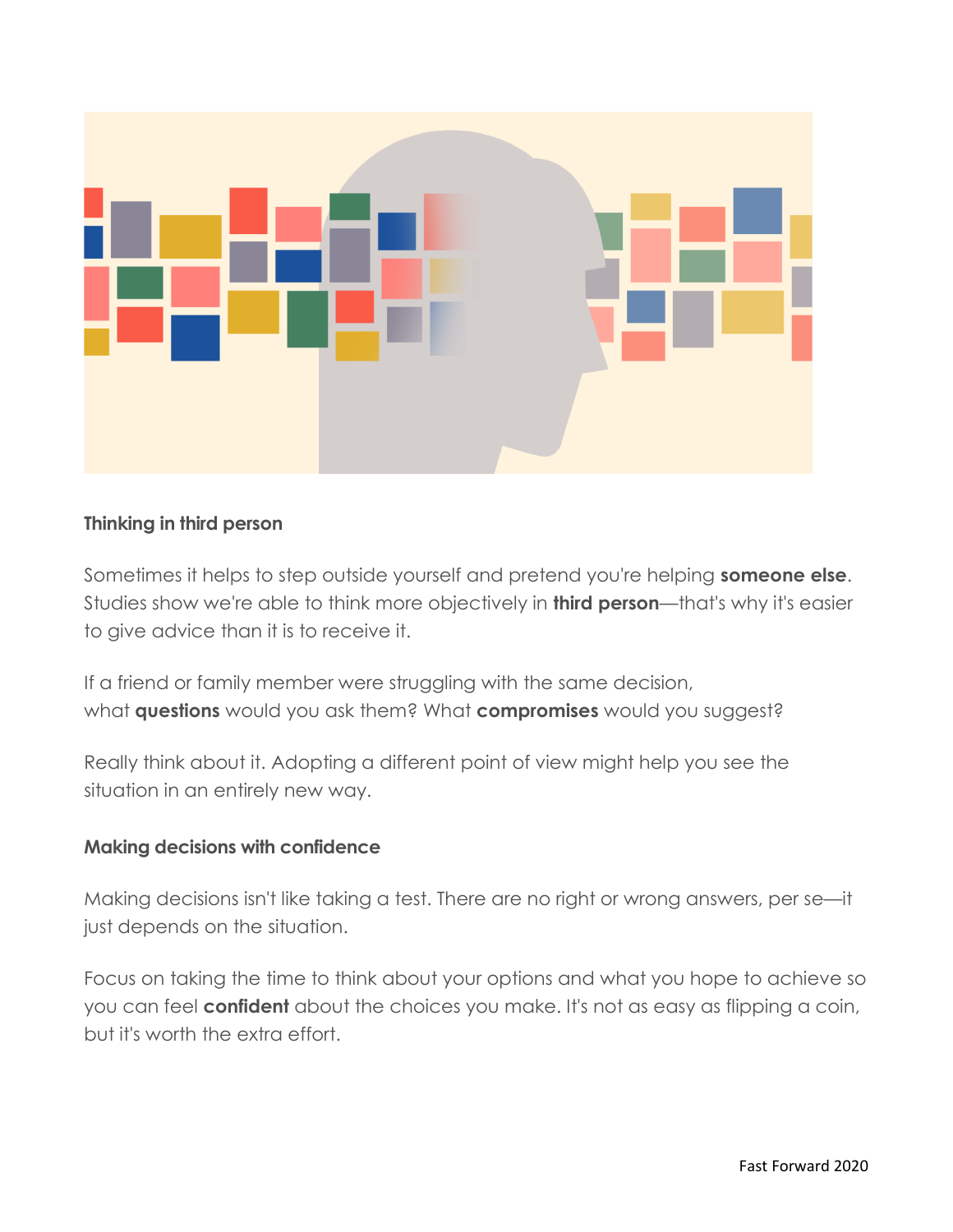**Thinking in third person**

Sometimes it helps to step outside yourself and pretend you're helping **someone else**. Studies show we're able to think more objectively in **third person**—that's why it's easier to give advice than it is to receive it.

If a friend or family member were struggling with the same decision, what **questions** would you ask them? What **compromises** would you suggest?

Really think about it. Adopting a different point of view might help you see the situation in an entirely new way.

**Making decisions with confidence**

Making decisions isn't like taking a test. There are no right or wrong answers, per se—it just depends on the situation.

Focus on taking the time to think about your options and what you hope to achieve so you can feel **confident** about the choices you make. It's not as easy as flipping a coin, but it's worth the extra effort.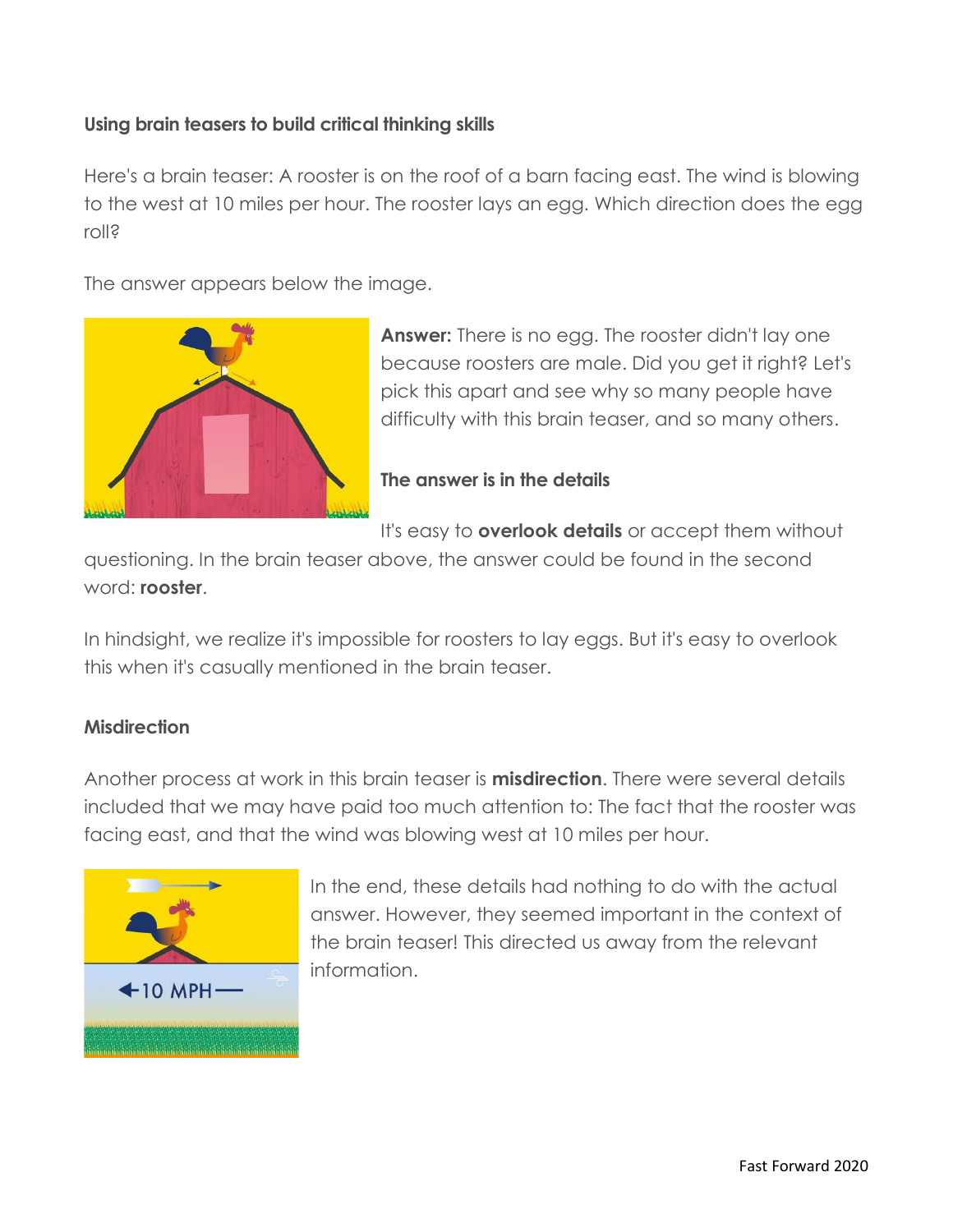**Using brain teasers to build critical thinking skills**

Here's a brain teaser: A rooster is on the roof of a barn facing east. The wind is blowing to the west at 10 miles per hour. The rooster lays an egg. Which direction does the egg roll?

The answer appears below the image.

**Answer:** There is no egg. The rooster didn't lay one because roosters are male. Did you get it right? Let's pick this apart and see why so many people have difficulty with this brain teaser, and so many others.

**The answer is in the details**

It's easy to **overlook details** or accept them without questioning. In the brain teaser above, the answer could be found in the second word: **rooster**.

In hindsight, we realize it's impossible for roosters to lay eggs. But it's easy to overlook this when it's casually mentioned in the brain teaser.

**Misdirection**

Another process at work in this brain teaser is **misdirection**. There were several details included that we may have paid too much attention to: The fact that the rooster was facing east, and that the wind was blowing west at 10 miles per hour.

In the end, these details had nothing to do with the actual answer. However, they seemed important in the context of the brain teaser! This directed us away from the relevant information.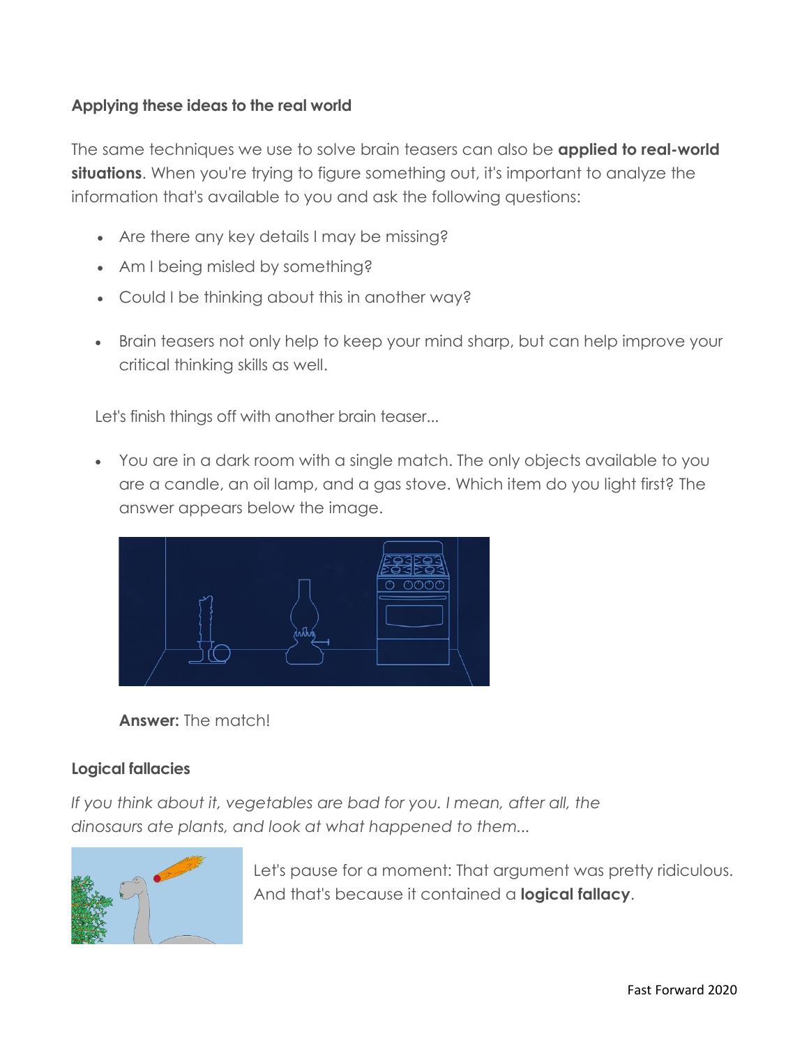### Applying these ideas to the real world

The same techniques we use to solve brain teasers can also be **applied to real-world situations**. When you're trying to figure something out, it's important to analyze the information that's available to you and ask the following questions:

- Are there any key details I may be missing?
- Am I being misled by something?
- Could I be thinking about this in another way?

- Brain teasers not only help to keep your mind sharp, but can help improve your critical thinking skills as well.

Let's finish things off with another brain teaser...

- You are in a dark room with a single match. The only objects available to you are a candle, an oil lamp, and a gas stove. Which item do you light first? The answer appears below the image.

**Answer:** The match!

### Logical fallacies

*If you think about it, vegetables are bad for you. I mean, after all, the dinosaurs ate plants, and look at what happened to them...*

Let's pause for a moment: That argument was pretty ridiculous. And that's because it contained a **logical fallacy**.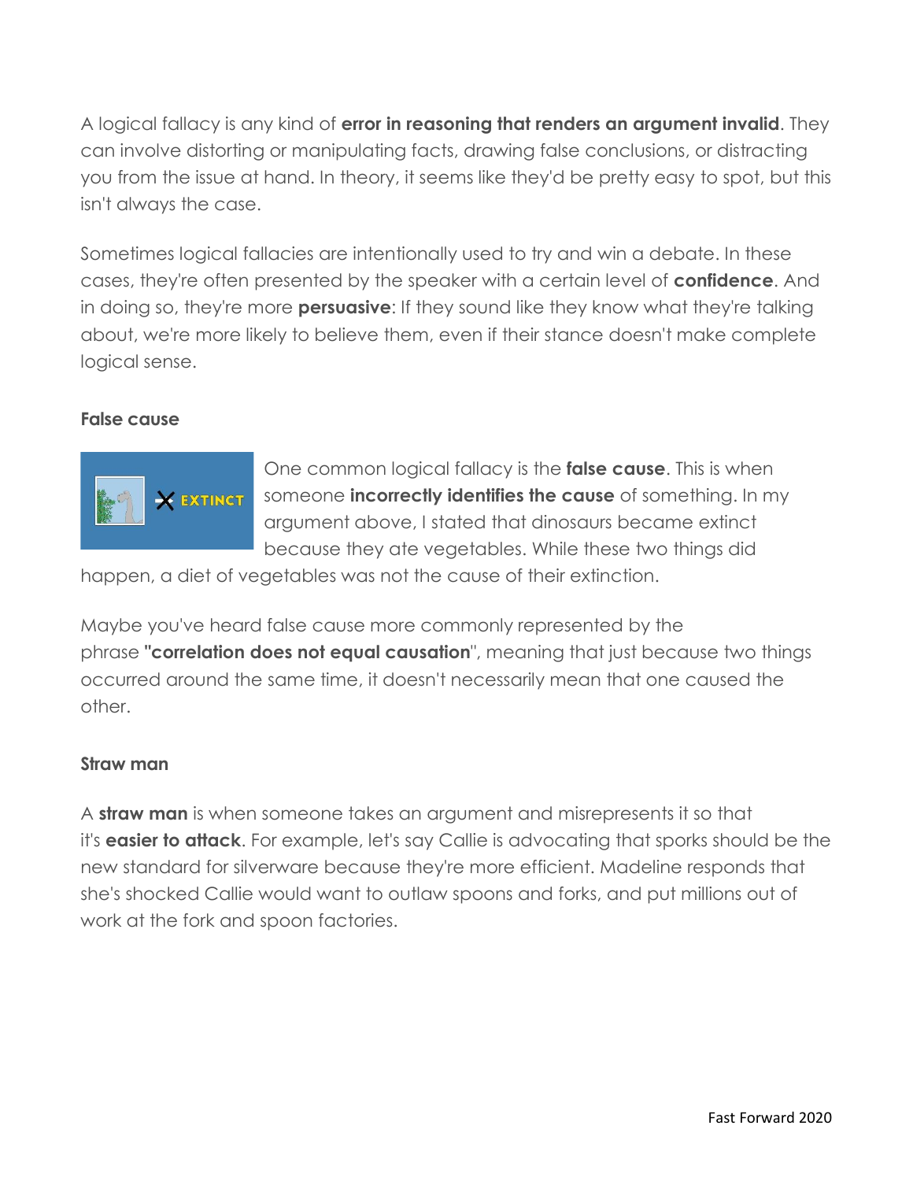A logical fallacy is any kind of **error in reasoning that renders an argument invalid**. They can involve distorting or manipulating facts, drawing false conclusions, or distracting you from the issue at hand. In theory, it seems like they'd be pretty easy to spot, but this isn't always the case.

Sometimes logical fallacies are intentionally used to try and win a debate. In these cases, they're often presented by the speaker with a certain level of **confidence**. And in doing so, they're more **persuasive**: If they sound like they know what they're talking about, we're more likely to believe them, even if their stance doesn't make complete logical sense.

### False cause

One common logical fallacy is the **false cause**. This is when someone **incorrectly identifies the cause** of something. In my argument above, I stated that dinosaurs became extinct because they ate vegetables. While these two things did happen, a diet of vegetables was not the cause of their extinction.

Maybe you've heard false cause more commonly represented by the phrase **"correlation does not equal causation**", meaning that just because two things occurred around the same time, it doesn't necessarily mean that one caused the other.

### Straw man

A **straw man** is when someone takes an argument and misrepresents it so that it's **easier to attack**. For example, let's say Callie is advocating that sporks should be the new standard for silverware because they're more efficient. Madeline responds that she's shocked Callie would want to outlaw spoons and forks, and put millions out of work at the fork and spoon factories.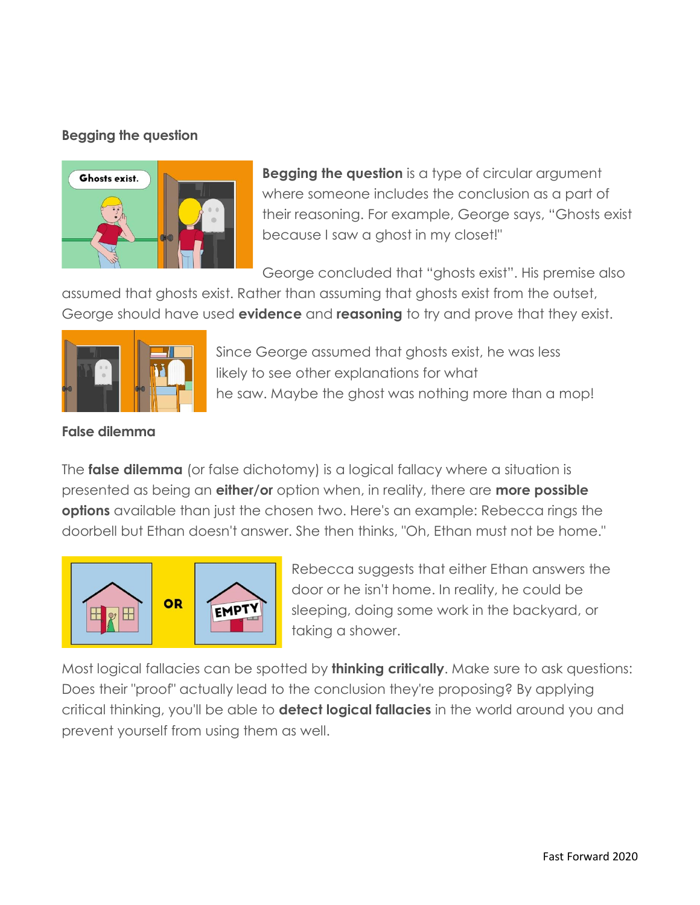### Begging the question

**Begging the question** is a type of circular argument where someone includes the conclusion as a part of their reasoning. For example, George says, "Ghosts exist because I saw a ghost in my closet!"

George concluded that "ghosts exist". His premise also assumed that ghosts exist. Rather than assuming that ghosts exist from the outset, George should have used **evidence** and **reasoning** to try and prove that they exist.

Since George assumed that ghosts exist, he was less likely to see other explanations for what he saw. Maybe the ghost was nothing more than a mop!

### False dilemma

The **false dilemma** (or false dichotomy) is a logical fallacy where a situation is presented as being an **either/or** option when, in reality, there are **more possible options** available than just the chosen two. Here's an example: Rebecca rings the doorbell but Ethan doesn't answer. She then thinks, "Oh, Ethan must not be home."

Rebecca suggests that either Ethan answers the door or he isn't home. In reality, he could be sleeping, doing some work in the backyard, or taking a shower.

Most logical fallacies can be spotted by **thinking critically**. Make sure to ask questions: Does their "proof" actually lead to the conclusion they're proposing? By applying critical thinking, you'll be able to **detect logical fallacies** in the world around you and prevent yourself from using them as well.